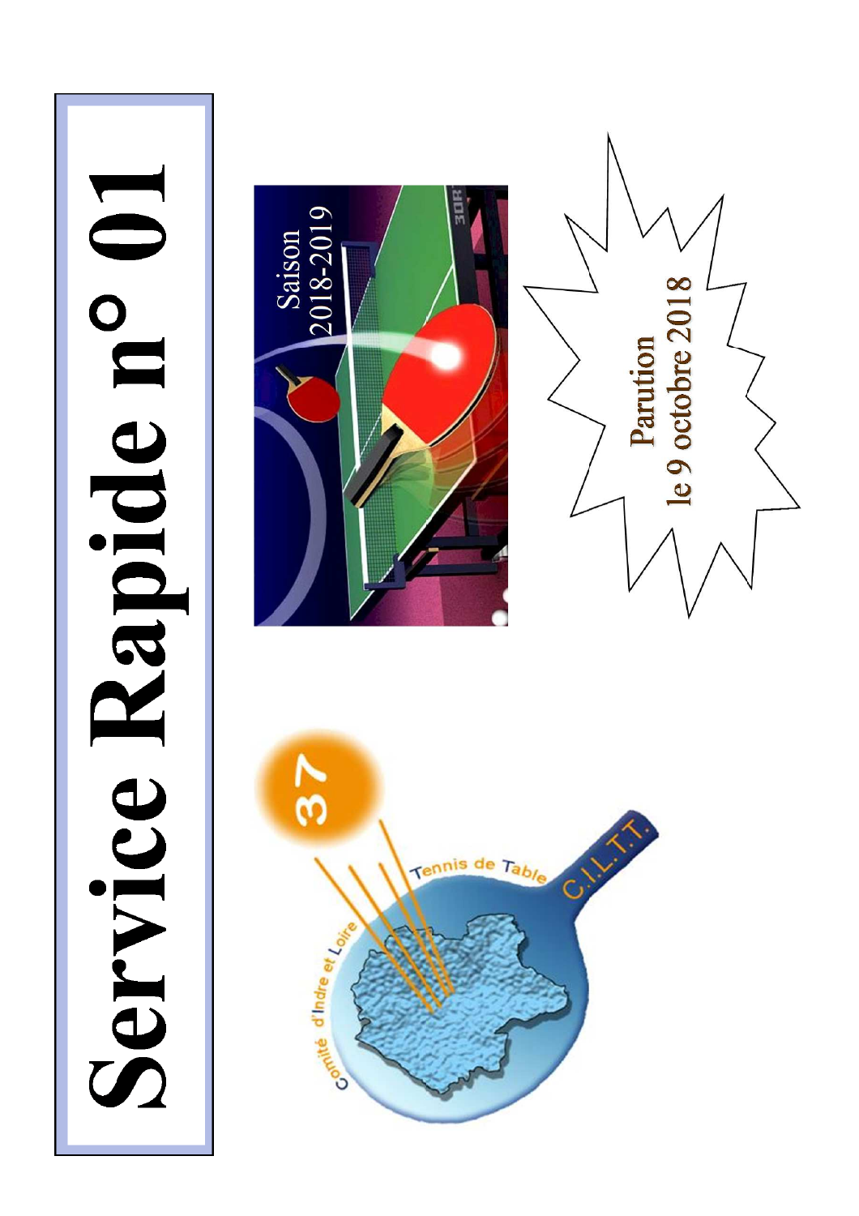# Service Rapide n° 01

Saison 2018-2019

Comité d'Indre et Loire Tennis de Table C.I.L.T.T.

**Parution le 9 octobre 2018**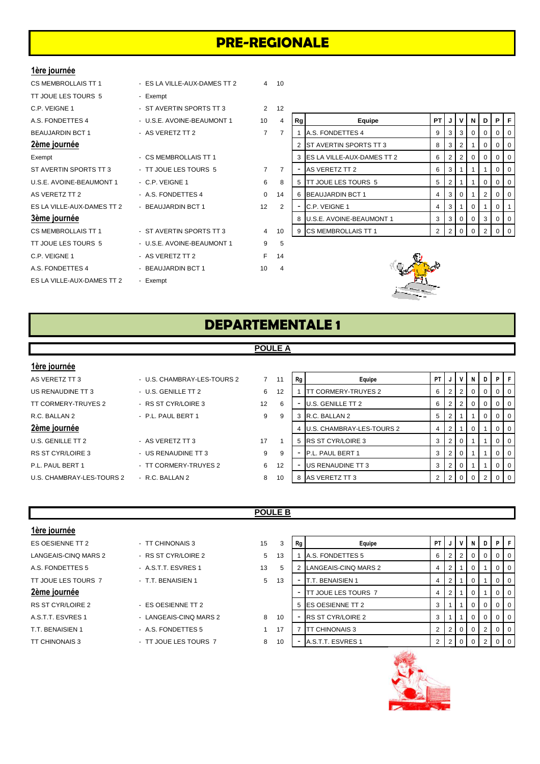# PRE-REGIONALE

## 1ère journée

| | | | |
|---|---|---|---|
| CS MEMBROLLAIS TT 1 | - ES LA VILLE-AUX-DAMES TT 2 | 4 | 10 |
| TT JOUE LES TOURS 5 | - Exempt | | |
| C.P. VEIGNE 1 | - ST AVERTIN SPORTS TT 3 | 2 | 12 |
| A.S. FONDETTES 4 | - U.S.E. AVOINE-BEAUMONT 1 | 10 | 4 |
| BEAUJARDIN BCT 1 | - AS VERETZ TT 2 | 7 | 7 |

## 2ème journée

| | | | |
|---|---|---|---|
| Exempt | - CS MEMBROLLAIS TT 1 | | |
| ST AVERTIN SPORTS TT 3 | - TT JOUE LES TOURS 5 | 7 | 7 |
| U.S.E. AVOINE-BEAUMONT 1 | - C.P. VEIGNE 1 | 6 | 8 |
| AS VERETZ TT 2 | - A.S. FONDETTES 4 | 0 | 14 |
| ES LA VILLE-AUX-DAMES TT 2 | - BEAUJARDIN BCT 1 | 12 | 2 |

## 3ème journée

| | | | |
|---|---|---|---|
| CS MEMBROLLAIS TT 1 | - ST AVERTIN SPORTS TT 3 | 4 | 10 |
| TT JOUE LES TOURS 5 | - U.S.E. AVOINE-BEAUMONT 1 | 9 | 5 |
| C.P. VEIGNE 1 | - AS VERETZ TT 2 | F | 14 |
| A.S. FONDETTES 4 | - BEAUJARDIN BCT 1 | 10 | 4 |
| ES LA VILLE-AUX-DAMES TT 2 | - Exempt | | |

| Rg | Equipe | PT | J | V | N | D | P | F |
|---|---|---|---|---|---|---|---|---|
| 1 | A.S. FONDETTES 4 | 9 | 3 | 3 | 0 | 0 | 0 | 0 |
| 2 | ST AVERTIN SPORTS TT 3 | 8 | 3 | 2 | 1 | 0 | 0 | 0 |
| 3 | ES LA VILLE-AUX-DAMES TT 2 | 6 | 2 | 2 | 0 | 0 | 0 | 0 |
| - | AS VERETZ TT 2 | 6 | 3 | 1 | 1 | 1 | 0 | 0 |
| 5 | TT JOUE LES TOURS 5 | 5 | 2 | 1 | 1 | 0 | 0 | 0 |
| 6 | BEAUJARDIN BCT 1 | 4 | 3 | 0 | 1 | 2 | 0 | 0 |
| - | C.P. VEIGNE 1 | 4 | 3 | 1 | 0 | 1 | 0 | 1 |
| 8 | U.S.E. AVOINE-BEAUMONT 1 | 3 | 3 | 0 | 0 | 3 | 0 | 0 |
| 9 | CS MEMBROLLAIS TT 1 | 2 | 2 | 0 | 0 | 2 | 0 | 0 |

# DEPARTEMENTALE 1

## POULE A

### 1ère journée

| | | | |
|---|---|---|---|
| AS VERETZ TT 3 | - U.S. CHAMBRAY-LES-TOURS 2 | 7 | 11 |
| US RENAUDINE TT 3 | - U.S. GENILLE TT 2 | 6 | 12 |
| TT CORMERY-TRUYES 2 | - RS ST CYR/LOIRE 3 | 12 | 6 |
| R.C. BALLAN 2 | - P.L. PAUL BERT 1 | 9 | 9 |

### 2ème journée

| | | | |
|---|---|---|---|
| U.S. GENILLE TT 2 | - AS VERETZ TT 3 | 17 | 1 |
| RS ST CYR/LOIRE 3 | - US RENAUDINE TT 3 | 9 | 9 |
| P.L. PAUL BERT 1 | - TT CORMERY-TRUYES 2 | 6 | 12 |
| U.S. CHAMBRAY-LES-TOURS 2 | - R.C. BALLAN 2 | 8 | 10 |

| Rg | Equipe | PT | J | V | N | D | P | F |
|---|---|---|---|---|---|---|---|---|
| 1 | TT CORMERY-TRUYES 2 | 6 | 2 | 2 | 0 | 0 | 0 | 0 |
| - | U.S. GENILLE TT 2 | 6 | 2 | 2 | 0 | 0 | 0 | 0 |
| 3 | R.C. BALLAN 2 | 5 | 2 | 1 | 1 | 0 | 0 | 0 |
| 4 | U.S. CHAMBRAY-LES-TOURS 2 | 4 | 2 | 1 | 0 | 1 | 0 | 0 |
| 5 | RS ST CYR/LOIRE 3 | 3 | 2 | 0 | 1 | 1 | 0 | 0 |
| - | P.L. PAUL BERT 1 | 3 | 2 | 0 | 1 | 1 | 0 | 0 |
| - | US RENAUDINE TT 3 | 3 | 2 | 0 | 1 | 1 | 0 | 0 |
| 8 | AS VERETZ TT 3 | 2 | 2 | 0 | 0 | 2 | 0 | 0 |

## POULE B

### 1ère journée

| | | | |
|---|---|---|---|
| ES OESIENNE TT 2 | - TT CHINONAIS 3 | 15 | 3 |
| LANGEAIS-CINQ MARS 2 | - RS ST CYR/LOIRE 2 | 5 | 13 |
| A.S. FONDETTES 5 | - A.S.T.T. ESVRES 1 | 13 | 5 |
| TT JOUE LES TOURS 7 | - T.T. BENAISIEN 1 | 5 | 13 |

### 2ème journée

| | | | |
|---|---|---|---|
| RS ST CYR/LOIRE 2 | - ES OESIENNE TT 2 | | |
| A.S.T.T. ESVRES 1 | - LANGEAIS-CINQ MARS 2 | 8 | 10 |
| T.T. BENAISIEN 1 | - A.S. FONDETTES 5 | 1 | 17 |
| TT CHINONAIS 3 | - TT JOUE LES TOURS 7 | 8 | 10 |

| Rg | Equipe | PT | J | V | N | D | P | F |
|---|---|---|---|---|---|---|---|---|
| 1 | A.S. FONDETTES 5 | 6 | 2 | 2 | 0 | 0 | 0 | 0 |
| 2 | LANGEAIS-CINQ MARS 2 | 4 | 2 | 1 | 0 | 1 | 0 | 0 |
| - | T.T. BENAISIEN 1 | 4 | 2 | 1 | 0 | 1 | 0 | 0 |
| - | TT JOUE LES TOURS 7 | 4 | 2 | 1 | 0 | 1 | 0 | 0 |
| 5 | ES OESIENNE TT 2 | 3 | 1 | 1 | 0 | 0 | 0 | 0 |
| - | RS ST CYR/LOIRE 2 | 3 | 1 | 1 | 0 | 0 | 0 | 0 |
| 7 | TT CHINONAIS 3 | 2 | 2 | 0 | 0 | 2 | 0 | 0 |
| - | A.S.T.T. ESVRES 1 | 2 | 2 | 0 | 0 | 2 | 0 | 0 |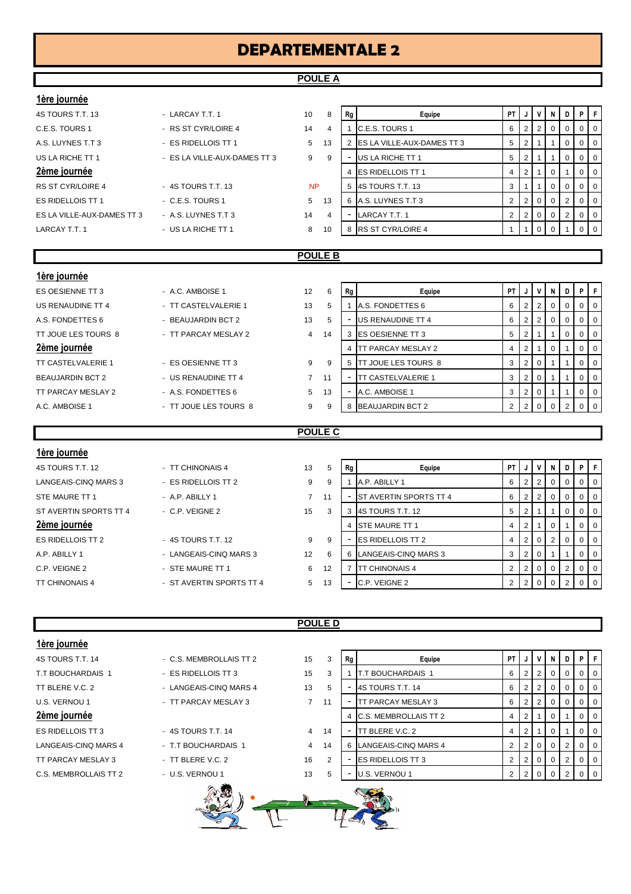# DEPARTEMENTALE 2

## POULE A

**1ère journée**

| Équipe | Équipe | Score | Score |
|---|---|---|---|
| 4S TOURS T.T. 13 | - LARCAY T.T. 1 | 10 | 8 |
| C.E.S. TOURS 1 | - RS ST CYR/LOIRE 4 | 14 | 4 |
| A.S. LUYNES T.T 3 | - ES RIDELLOIS TT 1 | 5 | 13 |
| US LA RICHE TT 1 | - ES LA VILLE-AUX-DAMES TT 3 | 9 | 9 |

**2ème journée**

| Équipe | Équipe | Score | Score |
|---|---|---|---|
| RS ST CYR/LOIRE 4 | - 4S TOURS T.T. 13 | NP | |
| ES RIDELLOIS TT 1 | - C.E.S. TOURS 1 | 5 | 13 |
| ES LA VILLE-AUX-DAMES TT 3 | - A.S. LUYNES T.T 3 | 14 | 4 |
| LARCAY T.T. 1 | - US LA RICHE TT 1 | 8 | 10 |

| Rg | Equipe | PT | J | V | N | D | P | F |
|---|---|---|---|---|---|---|---|---|
| 1 | C.E.S. TOURS 1 | 6 | 2 | 2 | 0 | 0 | 0 | 0 |
| 2 | ES LA VILLE-AUX-DAMES TT 3 | 5 | 2 | 1 | 1 | 0 | 0 | 0 |
| - | US LA RICHE TT 1 | 5 | 2 | 1 | 1 | 0 | 0 | 0 |
| 4 | ES RIDELLOIS TT 1 | 4 | 2 | 1 | 0 | 1 | 0 | 0 |
| 5 | 4S TOURS T.T. 13 | 3 | 1 | 1 | 0 | 0 | 0 | 0 |
| 6 | A.S. LUYNES T.T 3 | 2 | 2 | 0 | 0 | 2 | 0 | 0 |
| - | LARCAY T.T. 1 | 2 | 2 | 0 | 0 | 2 | 0 | 0 |
| 8 | RS ST CYR/LOIRE 4 | 1 | 1 | 0 | 0 | 1 | 0 | 0 |

## POULE B

**1ère journée**

| Équipe | Équipe | Score | Score |
|---|---|---|---|
| ES OESIENNE TT 3 | - A.C. AMBOISE 1 | 12 | 6 |
| US RENAUDINE TT 4 | - TT CASTELVALERIE 1 | 13 | 5 |
| A.S. FONDETTES 6 | - BEAUJARDIN BCT 2 | 13 | 5 |
| TT JOUE LES TOURS 8 | - TT PARCAY MESLAY 2 | 4 | 14 |

**2ème journée**

| Équipe | Équipe | Score | Score |
|---|---|---|---|
| TT CASTELVALERIE 1 | - ES OESIENNE TT 3 | 9 | 9 |
| BEAUJARDIN BCT 2 | - US RENAUDINE TT 4 | 7 | 11 |
| TT PARCAY MESLAY 2 | - A.S. FONDETTES 6 | 5 | 13 |
| A.C. AMBOISE 1 | - TT JOUE LES TOURS 8 | 9 | 9 |

| Rg | Equipe | PT | J | V | N | D | P | F |
|---|---|---|---|---|---|---|---|---|
| 1 | A.S. FONDETTES 6 | 6 | 2 | 2 | 0 | 0 | 0 | 0 |
| - | US RENAUDINE TT 4 | 6 | 2 | 2 | 0 | 0 | 0 | 0 |
| 3 | ES OESIENNE TT 3 | 5 | 2 | 1 | 1 | 0 | 0 | 0 |
| 4 | TT PARCAY MESLAY 2 | 4 | 2 | 1 | 0 | 1 | 0 | 0 |
| 5 | TT JOUE LES TOURS 8 | 3 | 2 | 0 | 1 | 1 | 0 | 0 |
| - | TT CASTELVALERIE 1 | 3 | 2 | 0 | 1 | 1 | 0 | 0 |
| - | A.C. AMBOISE 1 | 3 | 2 | 0 | 1 | 1 | 0 | 0 |
| 8 | BEAUJARDIN BCT 2 | 2 | 2 | 0 | 0 | 2 | 0 | 0 |

## POULE C

**1ère journée**

| Équipe | Équipe | Score | Score |
|---|---|---|---|
| 4S TOURS T.T. 12 | - TT CHINONAIS 4 | 13 | 5 |
| LANGEAIS-CINQ MARS 3 | - ES RIDELLOIS TT 2 | 9 | 9 |
| STE MAURE TT 1 | - A.P. ABILLY 1 | 7 | 11 |
| ST AVERTIN SPORTS TT 4 | - C.P. VEIGNE 2 | 15 | 3 |

**2ème journée**

| Équipe | Équipe | Score | Score |
|---|---|---|---|
| ES RIDELLOIS TT 2 | - 4S TOURS T.T. 12 | 9 | 9 |
| A.P. ABILLY 1 | - LANGEAIS-CINQ MARS 3 | 12 | 6 |
| C.P. VEIGNE 2 | - STE MAURE TT 1 | 6 | 12 |
| TT CHINONAIS 4 | - ST AVERTIN SPORTS TT 4 | 5 | 13 |

| Rg | Equipe | PT | J | V | N | D | P | F |
|---|---|---|---|---|---|---|---|---|
| 1 | A.P. ABILLY 1 | 6 | 2 | 2 | 0 | 0 | 0 | 0 |
| - | ST AVERTIN SPORTS TT 4 | 6 | 2 | 2 | 0 | 0 | 0 | 0 |
| 3 | 4S TOURS T.T. 12 | 5 | 2 | 1 | 1 | 0 | 0 | 0 |
| 4 | STE MAURE TT 1 | 4 | 2 | 1 | 0 | 1 | 0 | 0 |
| - | ES RIDELLOIS TT 2 | 4 | 2 | 0 | 2 | 0 | 0 | 0 |
| 6 | LANGEAIS-CINQ MARS 3 | 3 | 2 | 0 | 1 | 1 | 0 | 0 |
| 7 | TT CHINONAIS 4 | 2 | 2 | 0 | 0 | 2 | 0 | 0 |
| - | C.P. VEIGNE 2 | 2 | 2 | 0 | 0 | 2 | 0 | 0 |

## POULE D

**1ère journée**

| Équipe | Équipe | Score | Score |
|---|---|---|---|
| 4S TOURS T.T. 14 | - C.S. MEMBROLLAIS TT 2 | 15 | 3 |
| T.T BOUCHARDAIS 1 | - ES RIDELLOIS TT 3 | 15 | 3 |
| TT BLERE V.C. 2 | - LANGEAIS-CINQ MARS 4 | 13 | 5 |
| U.S. VERNOU 1 | - TT PARCAY MESLAY 3 | 7 | 11 |

**2ème journée**

| Équipe | Équipe | Score | Score |
|---|---|---|---|
| ES RIDELLOIS TT 3 | - 4S TOURS T.T. 14 | 4 | 14 |
| LANGEAIS-CINQ MARS 4 | - T.T BOUCHARDAIS 1 | 4 | 14 |
| TT PARCAY MESLAY 3 | - TT BLERE V.C. 2 | 16 | 2 |
| C.S. MEMBROLLAIS TT 2 | - U.S. VERNOU 1 | 13 | 5 |

| Rg | Equipe | PT | J | V | N | D | P | F |
|---|---|---|---|---|---|---|---|---|
| 1 | T.T BOUCHARDAIS 1 | 6 | 2 | 2 | 0 | 0 | 0 | 0 |
| - | 4S TOURS T.T. 14 | 6 | 2 | 2 | 0 | 0 | 0 | 0 |
| - | TT PARCAY MESLAY 3 | 6 | 2 | 2 | 0 | 0 | 0 | 0 |
| 4 | C.S. MEMBROLLAIS TT 2 | 4 | 2 | 1 | 0 | 1 | 0 | 0 |
| - | TT BLERE V.C. 2 | 4 | 2 | 1 | 0 | 1 | 0 | 0 |
| 6 | LANGEAIS-CINQ MARS 4 | 2 | 2 | 0 | 0 | 2 | 0 | 0 |
| - | ES RIDELLOIS TT 3 | 2 | 2 | 0 | 0 | 2 | 0 | 0 |
| - | U.S. VERNOU 1 | 2 | 2 | 0 | 0 | 2 | 0 | 0 |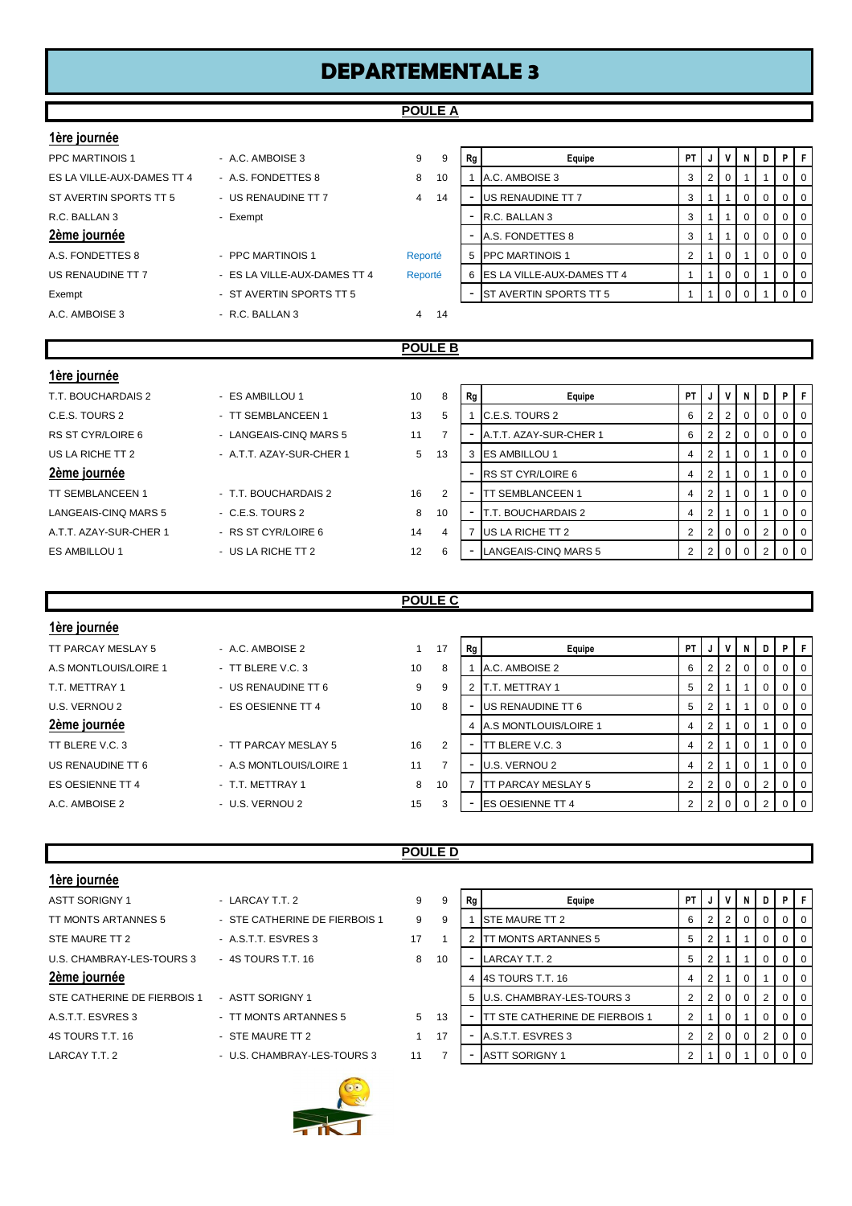# DEPARTEMENTALE 3

## POULE A

**1ère journée**

| | | | |
|---|---|---|---|
| PPC MARTINOIS 1 | - A.C. AMBOISE 3 | 9 | 9 |
| ES LA VILLE-AUX-DAMES TT 4 | - A.S. FONDETTES 8 | 8 | 10 |
| ST AVERTIN SPORTS TT 5 | - US RENAUDINE TT 7 | 4 | 14 |
| R.C. BALLAN 3 | - Exempt | | |

**2ème journée**

| | | | |
|---|---|---|---|
| A.S. FONDETTES 8 | - PPC MARTINOIS 1 | Reporté | |
| US RENAUDINE TT 7 | - ES LA VILLE-AUX-DAMES TT 4 | Reporté | |
| Exempt | - ST AVERTIN SPORTS TT 5 | | |
| A.C. AMBOISE 3 | - R.C. BALLAN 3 | 4 | 14 |

| Rg | Equipe | PT | J | V | N | D | P | F |
|---|---|---|---|---|---|---|---|---|
| 1 | A.C. AMBOISE 3 | 3 | 2 | 0 | 1 | 1 | 0 | 0 |
| - | US RENAUDINE TT 7 | 3 | 1 | 1 | 0 | 0 | 0 | 0 |
| - | R.C. BALLAN 3 | 3 | 1 | 1 | 0 | 0 | 0 | 0 |
| - | A.S. FONDETTES 8 | 3 | 1 | 1 | 0 | 0 | 0 | 0 |
| 5 | PPC MARTINOIS 1 | 2 | 1 | 0 | 1 | 0 | 0 | 0 |
| 6 | ES LA VILLE-AUX-DAMES TT 4 | 1 | 1 | 0 | 0 | 1 | 0 | 0 |
| - | ST AVERTIN SPORTS TT 5 | 1 | 1 | 0 | 0 | 1 | 0 | 0 |

## POULE B

**1ère journée**

| | | | |
|---|---|---|---|
| T.T. BOUCHARDAIS 2 | - ES AMBILLOU 1 | 10 | 8 |
| C.E.S. TOURS 2 | - TT SEMBLANCEEN 1 | 13 | 5 |
| RS ST CYR/LOIRE 6 | - LANGEAIS-CINQ MARS 5 | 11 | 7 |
| US LA RICHE TT 2 | - A.T.T. AZAY-SUR-CHER 1 | 5 | 13 |

**2ème journée**

| | | | |
|---|---|---|---|
| TT SEMBLANCEEN 1 | - T.T. BOUCHARDAIS 2 | 16 | 2 |
| LANGEAIS-CINQ MARS 5 | - C.E.S. TOURS 2 | 8 | 10 |
| A.T.T. AZAY-SUR-CHER 1 | - RS ST CYR/LOIRE 6 | 14 | 4 |
| ES AMBILLOU 1 | - US LA RICHE TT 2 | 12 | 6 |

| Rg | Equipe | PT | J | V | N | D | P | F |
|---|---|---|---|---|---|---|---|---|
| 1 | C.E.S. TOURS 2 | 6 | 2 | 2 | 0 | 0 | 0 | 0 |
| - | A.T.T. AZAY-SUR-CHER 1 | 6 | 2 | 2 | 0 | 0 | 0 | 0 |
| 3 | ES AMBILLOU 1 | 4 | 2 | 1 | 0 | 1 | 0 | 0 |
| - | RS ST CYR/LOIRE 6 | 4 | 2 | 1 | 0 | 1 | 0 | 0 |
| - | TT SEMBLANCEEN 1 | 4 | 2 | 1 | 0 | 1 | 0 | 0 |
| - | T.T. BOUCHARDAIS 2 | 4 | 2 | 1 | 0 | 1 | 0 | 0 |
| 7 | US LA RICHE TT 2 | 2 | 2 | 0 | 0 | 2 | 0 | 0 |
| - | LANGEAIS-CINQ MARS 5 | 2 | 2 | 0 | 0 | 2 | 0 | 0 |

## POULE C

**1ère journée**

| | | | |
|---|---|---|---|
| TT PARCAY MESLAY 5 | - A.C. AMBOISE 2 | 1 | 17 |
| A.S MONTLOUIS/LOIRE 1 | - TT BLERE V.C. 3 | 10 | 8 |
| T.T. METTRAY 1 | - US RENAUDINE TT 6 | 9 | 9 |
| U.S. VERNOU 2 | - ES OESIENNE TT 4 | 10 | 8 |

**2ème journée**

| | | | |
|---|---|---|---|
| TT BLERE V.C. 3 | - TT PARCAY MESLAY 5 | 16 | 2 |
| US RENAUDINE TT 6 | - A.S MONTLOUIS/LOIRE 1 | 11 | 7 |
| ES OESIENNE TT 4 | - T.T. METTRAY 1 | 8 | 10 |
| A.C. AMBOISE 2 | - U.S. VERNOU 2 | 15 | 3 |

| Rg | Equipe | PT | J | V | N | D | P | F |
|---|---|---|---|---|---|---|---|---|
| 1 | A.C. AMBOISE 2 | 6 | 2 | 2 | 0 | 0 | 0 | 0 |
| 2 | T.T. METTRAY 1 | 5 | 2 | 1 | 1 | 0 | 0 | 0 |
| - | US RENAUDINE TT 6 | 5 | 2 | 1 | 1 | 0 | 0 | 0 |
| 4 | A.S MONTLOUIS/LOIRE 1 | 4 | 2 | 1 | 0 | 1 | 0 | 0 |
| - | TT BLERE V.C. 3 | 4 | 2 | 1 | 0 | 1 | 0 | 0 |
| - | U.S. VERNOU 2 | 4 | 2 | 1 | 0 | 1 | 0 | 0 |
| 7 | TT PARCAY MESLAY 5 | 2 | 2 | 0 | 0 | 2 | 0 | 0 |
| - | ES OESIENNE TT 4 | 2 | 2 | 0 | 0 | 2 | 0 | 0 |

## POULE D

**1ère journée**

| | | | |
|---|---|---|---|
| ASTT SORIGNY 1 | - LARCAY T.T. 2 | 9 | 9 |
| TT MONTS ARTANNES 5 | - STE CATHERINE DE FIERBOIS 1 | 9 | 9 |
| STE MAURE TT 2 | - A.S.T.T. ESVRES 3 | 17 | 1 |
| U.S. CHAMBRAY-LES-TOURS 3 | - 4S TOURS T.T. 16 | 8 | 10 |

**2ème journée**

| | | | |
|---|---|---|---|
| STE CATHERINE DE FIERBOIS 1 | - ASTT SORIGNY 1 | | |
| A.S.T.T. ESVRES 3 | - TT MONTS ARTANNES 5 | 5 | 13 |
| 4S TOURS T.T. 16 | - STE MAURE TT 2 | 1 | 17 |
| LARCAY T.T. 2 | - U.S. CHAMBRAY-LES-TOURS 3 | 11 | 7 |

| Rg | Equipe | PT | J | V | N | D | P | F |
|---|---|---|---|---|---|---|---|---|
| 1 | STE MAURE TT 2 | 6 | 2 | 2 | 0 | 0 | 0 | 0 |
| 2 | TT MONTS ARTANNES 5 | 5 | 2 | 1 | 1 | 0 | 0 | 0 |
| - | LARCAY T.T. 2 | 5 | 2 | 1 | 1 | 0 | 0 | 0 |
| 4 | 4S TOURS T.T. 16 | 4 | 2 | 1 | 0 | 1 | 0 | 0 |
| 5 | U.S. CHAMBRAY-LES-TOURS 3 | 2 | 2 | 0 | 0 | 2 | 0 | 0 |
| - | TT STE CATHERINE DE FIERBOIS 1 | 2 | 1 | 0 | 1 | 0 | 0 | 0 |
| - | A.S.T.T. ESVRES 3 | 2 | 2 | 0 | 0 | 2 | 0 | 0 |
| - | ASTT SORIGNY 1 | 2 | 1 | 0 | 1 | 0 | 0 | 0 |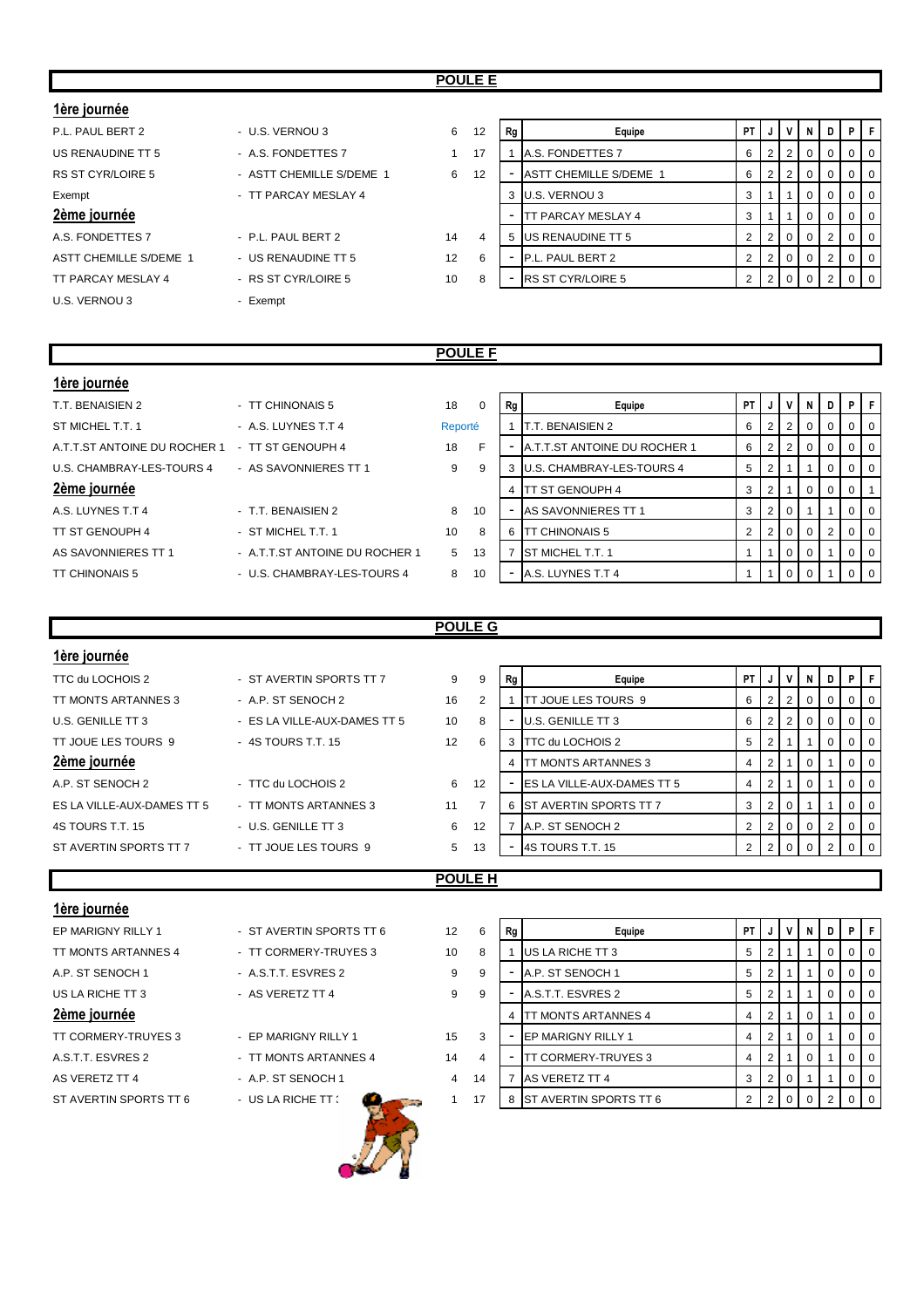## POULE E

### 1ère journée

| Équipe 1 | Équipe 2 | Score 1 | Score 2 |
|---|---|---|---|
| P.L. PAUL BERT 2 | U.S. VERNOU 3 | 6 | 12 |
| US RENAUDINE TT 5 | A.S. FONDETTES 7 | 1 | 17 |
| RS ST CYR/LOIRE 5 | ASTT CHEMILLE S/DEME 1 | 6 | 12 |
| Exempt | TT PARCAY MESLAY 4 | | |

### 2ème journée

| Équipe 1 | Équipe 2 | Score 1 | Score 2 |
|---|---|---|---|
| A.S. FONDETTES 7 | P.L. PAUL BERT 2 | 14 | 4 |
| ASTT CHEMILLE S/DEME 1 | US RENAUDINE TT 5 | 12 | 6 |
| TT PARCAY MESLAY 4 | RS ST CYR/LOIRE 5 | 10 | 8 |
| U.S. VERNOU 3 | Exempt | | |

| Rg | Equipe | PT | J | V | N | D | P | F |
|---|---|---|---|---|---|---|---|---|
| 1 | A.S. FONDETTES 7 | 6 | 2 | 2 | 0 | 0 | 0 | 0 |
| - | ASTT CHEMILLE S/DEME 1 | 6 | 2 | 2 | 0 | 0 | 0 | 0 |
| 3 | U.S. VERNOU 3 | 3 | 1 | 1 | 0 | 0 | 0 | 0 |
| - | TT PARCAY MESLAY 4 | 3 | 1 | 1 | 0 | 0 | 0 | 0 |
| 5 | US RENAUDINE TT 5 | 2 | 2 | 0 | 0 | 2 | 0 | 0 |
| - | P.L. PAUL BERT 2 | 2 | 2 | 0 | 0 | 2 | 0 | 0 |
| - | RS ST CYR/LOIRE 5 | 2 | 2 | 0 | 0 | 2 | 0 | 0 |

## POULE F

### 1ère journée

| Équipe 1 | Équipe 2 | Score 1 | Score 2 |
|---|---|---|---|
| T.T. BENAISIEN 2 | TT CHINONAIS 5 | 18 | 0 |
| ST MICHEL T.T. 1 | A.S. LUYNES T.T 4 | Reporté | |
| A.T.T.ST ANTOINE DU ROCHER 1 | TT ST GENOUPH 4 | 18 | F |
| U.S. CHAMBRAY-LES-TOURS 4 | AS SAVONNIERES TT 1 | 9 | 9 |

### 2ème journée

| Équipe 1 | Équipe 2 | Score 1 | Score 2 |
|---|---|---|---|
| A.S. LUYNES T.T 4 | T.T. BENAISIEN 2 | 8 | 10 |
| TT ST GENOUPH 4 | ST MICHEL T.T. 1 | 10 | 8 |
| AS SAVONNIERES TT 1 | A.T.T.ST ANTOINE DU ROCHER 1 | 5 | 13 |
| TT CHINONAIS 5 | U.S. CHAMBRAY-LES-TOURS 4 | 8 | 10 |

| Rg | Equipe | PT | J | V | N | D | P | F |
|---|---|---|---|---|---|---|---|---|
| 1 | T.T. BENAISIEN 2 | 6 | 2 | 2 | 0 | 0 | 0 | 0 |
| - | A.T.T.ST ANTOINE DU ROCHER 1 | 6 | 2 | 2 | 0 | 0 | 0 | 0 |
| 3 | U.S. CHAMBRAY-LES-TOURS 4 | 5 | 2 | 1 | 1 | 0 | 0 | 0 |
| 4 | TT ST GENOUPH 4 | 3 | 2 | 1 | 0 | 0 | 0 | 1 |
| - | AS SAVONNIERES TT 1 | 3 | 2 | 0 | 1 | 1 | 0 | 0 |
| 6 | TT CHINONAIS 5 | 2 | 2 | 0 | 0 | 2 | 0 | 0 |
| 7 | ST MICHEL T.T. 1 | 1 | 1 | 0 | 0 | 1 | 0 | 0 |
| - | A.S. LUYNES T.T 4 | 1 | 1 | 0 | 0 | 1 | 0 | 0 |

## POULE G

### 1ère journée

| Équipe 1 | Équipe 2 | Score 1 | Score 2 |
|---|---|---|---|
| TTC du LOCHOIS 2 | ST AVERTIN SPORTS TT 7 | 9 | 9 |
| TT MONTS ARTANNES 3 | A.P. ST SENOCH 2 | 16 | 2 |
| U.S. GENILLE TT 3 | ES LA VILLE-AUX-DAMES TT 5 | 10 | 8 |
| TT JOUE LES TOURS 9 | 4S TOURS T.T. 15 | 12 | 6 |

### 2ème journée

| Équipe 1 | Équipe 2 | Score 1 | Score 2 |
|---|---|---|---|
| A.P. ST SENOCH 2 | TTC du LOCHOIS 2 | 6 | 12 |
| ES LA VILLE-AUX-DAMES TT 5 | TT MONTS ARTANNES 3 | 11 | 7 |
| 4S TOURS T.T. 15 | U.S. GENILLE TT 3 | 6 | 12 |
| ST AVERTIN SPORTS TT 7 | TT JOUE LES TOURS 9 | 5 | 13 |

| Rg | Equipe | PT | J | V | N | D | P | F |
|---|---|---|---|---|---|---|---|---|
| 1 | TT JOUE LES TOURS 9 | 6 | 2 | 2 | 0 | 0 | 0 | 0 |
| - | U.S. GENILLE TT 3 | 6 | 2 | 2 | 0 | 0 | 0 | 0 |
| 3 | TTC du LOCHOIS 2 | 5 | 2 | 1 | 1 | 0 | 0 | 0 |
| 4 | TT MONTS ARTANNES 3 | 4 | 2 | 1 | 0 | 1 | 0 | 0 |
| - | ES LA VILLE-AUX-DAMES TT 5 | 4 | 2 | 1 | 0 | 1 | 0 | 0 |
| 6 | ST AVERTIN SPORTS TT 7 | 3 | 2 | 0 | 1 | 1 | 0 | 0 |
| 7 | A.P. ST SENOCH 2 | 2 | 2 | 0 | 0 | 2 | 0 | 0 |
| - | 4S TOURS T.T. 15 | 2 | 2 | 0 | 0 | 2 | 0 | 0 |

## POULE H

### 1ère journée

| Équipe 1 | Équipe 2 | Score 1 | Score 2 |
|---|---|---|---|
| EP MARIGNY RILLY 1 | ST AVERTIN SPORTS TT 6 | 12 | 6 |
| TT MONTS ARTANNES 4 | TT CORMERY-TRUYES 3 | 10 | 8 |
| A.P. ST SENOCH 1 | A.S.T.T. ESVRES 2 | 9 | 9 |
| US LA RICHE TT 3 | AS VERETZ TT 4 | 9 | 9 |

### 2ème journée

| Équipe 1 | Équipe 2 | Score 1 | Score 2 |
|---|---|---|---|
| TT CORMERY-TRUYES 3 | EP MARIGNY RILLY 1 | 15 | 3 |
| A.S.T.T. ESVRES 2 | TT MONTS ARTANNES 4 | 14 | 4 |
| AS VERETZ TT 4 | A.P. ST SENOCH 1 | 4 | 14 |
| ST AVERTIN SPORTS TT 6 | US LA RICHE TT 3 | 1 | 17 |

| Rg | Equipe | PT | J | V | N | D | P | F |
|---|---|---|---|---|---|---|---|---|
| 1 | US LA RICHE TT 3 | 5 | 2 | 1 | 1 | 0 | 0 | 0 |
| - | A.P. ST SENOCH 1 | 5 | 2 | 1 | 1 | 0 | 0 | 0 |
| - | A.S.T.T. ESVRES 2 | 5 | 2 | 1 | 1 | 0 | 0 | 0 |
| 4 | TT MONTS ARTANNES 4 | 4 | 2 | 1 | 0 | 1 | 0 | 0 |
| - | EP MARIGNY RILLY 1 | 4 | 2 | 1 | 0 | 1 | 0 | 0 |
| - | TT CORMERY-TRUYES 3 | 4 | 2 | 1 | 0 | 1 | 0 | 0 |
| 7 | AS VERETZ TT 4 | 3 | 2 | 0 | 1 | 1 | 0 | 0 |
| 8 | ST AVERTIN SPORTS TT 6 | 2 | 2 | 0 | 0 | 2 | 0 | 0 |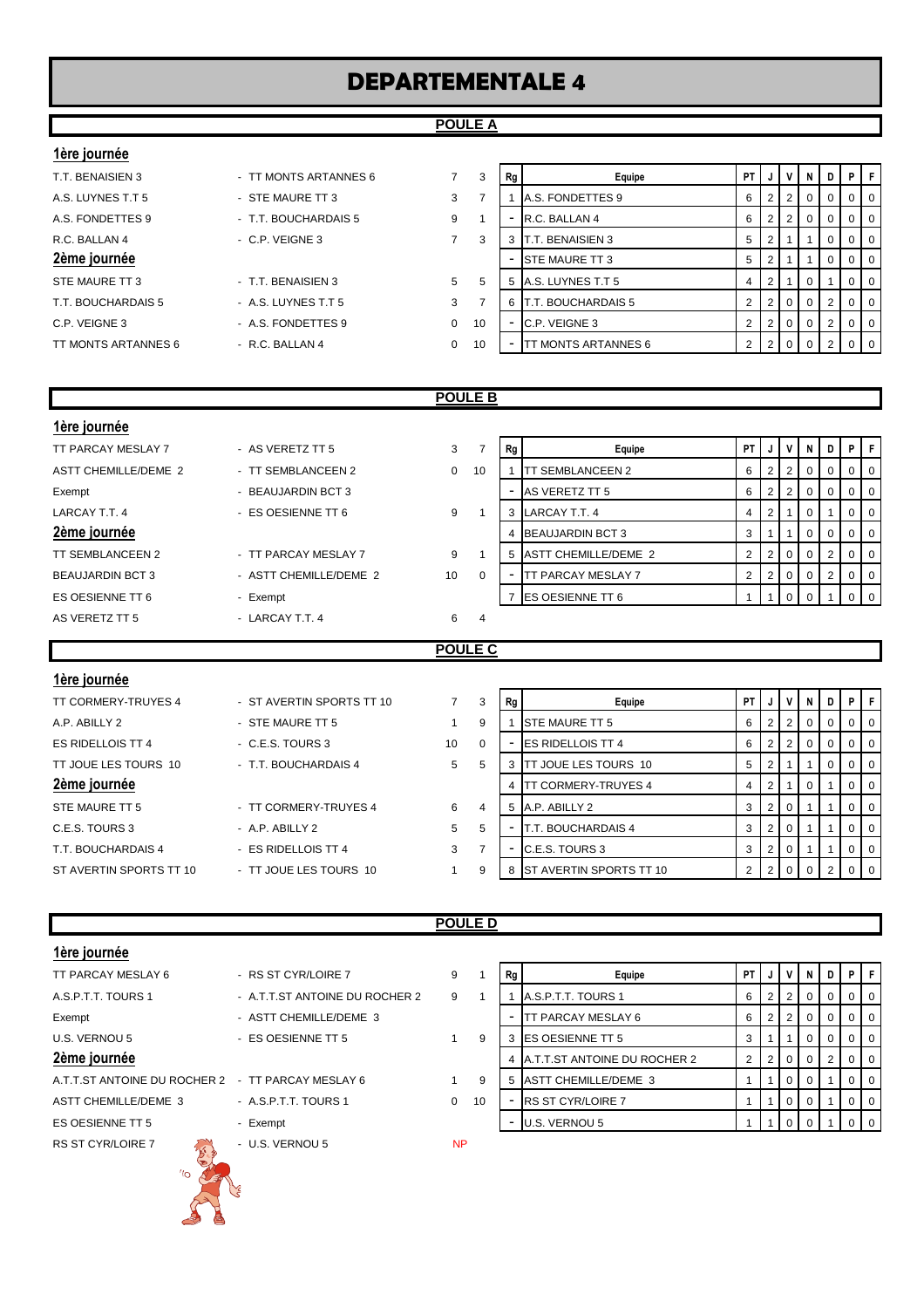# DEPARTEMENTALE 4

## POULE A

**1ère journée**

| | | | |
|---|---|---|---|
| T.T. BENAISIEN 3 | - TT MONTS ARTANNES 6 | 7 | 3 |
| A.S. LUYNES T.T 5 | - STE MAURE TT 3 | 3 | 7 |
| A.S. FONDETTES 9 | - T.T. BOUCHARDAIS 5 | 9 | 1 |
| R.C. BALLAN 4 | - C.P. VEIGNE 3 | 7 | 3 |

**2ème journée**

| | | | |
|---|---|---|---|
| STE MAURE TT 3 | - T.T. BENAISIEN 3 | 5 | 5 |
| T.T. BOUCHARDAIS 5 | - A.S. LUYNES T.T 5 | 3 | 7 |
| C.P. VEIGNE 3 | - A.S. FONDETTES 9 | 0 | 10 |
| TT MONTS ARTANNES 6 | - R.C. BALLAN 4 | 0 | 10 |

| Rg | Equipe | PT | J | V | N | D | P | F |
|---|---|---|---|---|---|---|---|---|
| 1 | A.S. FONDETTES 9 | 6 | 2 | 2 | 0 | 0 | 0 | 0 |
| - | R.C. BALLAN 4 | 6 | 2 | 2 | 0 | 0 | 0 | 0 |
| 3 | T.T. BENAISIEN 3 | 5 | 2 | 1 | 1 | 0 | 0 | 0 |
| - | STE MAURE TT 3 | 5 | 2 | 1 | 1 | 0 | 0 | 0 |
| 5 | A.S. LUYNES T.T 5 | 4 | 2 | 1 | 0 | 1 | 0 | 0 |
| 6 | T.T. BOUCHARDAIS 5 | 2 | 2 | 0 | 0 | 2 | 0 | 0 |
| - | C.P. VEIGNE 3 | 2 | 2 | 0 | 0 | 2 | 0 | 0 |
| - | TT MONTS ARTANNES 6 | 2 | 2 | 0 | 0 | 2 | 0 | 0 |

## POULE B

**1ère journée**

| | | | |
|---|---|---|---|
| TT PARCAY MESLAY 7 | - AS VERETZ TT 5 | 3 | 7 |
| ASTT CHEMILLE/DEME 2 | - TT SEMBLANCEEN 2 | 0 | 10 |
| Exempt | - BEAUJARDIN BCT 3 | | |
| LARCAY T.T. 4 | - ES OESIENNE TT 6 | 9 | 1 |

**2ème journée**

| | | | |
|---|---|---|---|
| TT SEMBLANCEEN 2 | - TT PARCAY MESLAY 7 | 9 | 1 |
| BEAUJARDIN BCT 3 | - ASTT CHEMILLE/DEME 2 | 10 | 0 |
| ES OESIENNE TT 6 | - Exempt | | |
| AS VERETZ TT 5 | - LARCAY T.T. 4 | 6 | 4 |

| Rg | Equipe | PT | J | V | N | D | P | F |
|---|---|---|---|---|---|---|---|---|
| 1 | TT SEMBLANCEEN 2 | 6 | 2 | 2 | 0 | 0 | 0 | 0 |
| - | AS VERETZ TT 5 | 6 | 2 | 2 | 0 | 0 | 0 | 0 |
| 3 | LARCAY T.T. 4 | 4 | 2 | 1 | 0 | 1 | 0 | 0 |
| 4 | BEAUJARDIN BCT 3 | 3 | 1 | 1 | 0 | 0 | 0 | 0 |
| 5 | ASTT CHEMILLE/DEME 2 | 2 | 2 | 0 | 0 | 2 | 0 | 0 |
| - | TT PARCAY MESLAY 7 | 2 | 2 | 0 | 0 | 2 | 0 | 0 |
| 7 | ES OESIENNE TT 6 | 1 | 1 | 0 | 0 | 1 | 0 | 0 |

## POULE C

**1ère journée**

| | | | |
|---|---|---|---|
| TT CORMERY-TRUYES 4 | - ST AVERTIN SPORTS TT 10 | 7 | 3 |
| A.P. ABILLY 2 | - STE MAURE TT 5 | 1 | 9 |
| ES RIDELLOIS TT 4 | - C.E.S. TOURS 3 | 10 | 0 |
| TT JOUE LES TOURS 10 | - T.T. BOUCHARDAIS 4 | 5 | 5 |

**2ème journée**

| | | | |
|---|---|---|---|
| STE MAURE TT 5 | - TT CORMERY-TRUYES 4 | 6 | 4 |
| C.E.S. TOURS 3 | - A.P. ABILLY 2 | 5 | 5 |
| T.T. BOUCHARDAIS 4 | - ES RIDELLOIS TT 4 | 3 | 7 |
| ST AVERTIN SPORTS TT 10 | - TT JOUE LES TOURS 10 | 1 | 9 |

| Rg | Equipe | PT | J | V | N | D | P | F |
|---|---|---|---|---|---|---|---|---|
| 1 | STE MAURE TT 5 | 6 | 2 | 2 | 0 | 0 | 0 | 0 |
| - | ES RIDELLOIS TT 4 | 6 | 2 | 2 | 0 | 0 | 0 | 0 |
| 3 | TT JOUE LES TOURS 10 | 5 | 2 | 1 | 1 | 0 | 0 | 0 |
| 4 | TT CORMERY-TRUYES 4 | 4 | 2 | 1 | 0 | 1 | 0 | 0 |
| 5 | A.P. ABILLY 2 | 3 | 2 | 0 | 1 | 1 | 0 | 0 |
| - | T.T. BOUCHARDAIS 4 | 3 | 2 | 0 | 1 | 1 | 0 | 0 |
| - | C.E.S. TOURS 3 | 3 | 2 | 0 | 1 | 1 | 0 | 0 |
| 8 | ST AVERTIN SPORTS TT 10 | 2 | 2 | 0 | 0 | 2 | 0 | 0 |

## POULE D

**1ère journée**

| | | | |
|---|---|---|---|
| TT PARCAY MESLAY 6 | - RS ST CYR/LOIRE 7 | 9 | 1 |
| A.S.P.T.T. TOURS 1 | - A.T.T.ST ANTOINE DU ROCHER 2 | 9 | 1 |
| Exempt | - ASTT CHEMILLE/DEME 3 | | |
| U.S. VERNOU 5 | - ES OESIENNE TT 5 | 1 | 9 |

**2ème journée**

| | | | |
|---|---|---|---|
| A.T.T.ST ANTOINE DU ROCHER 2 | - TT PARCAY MESLAY 6 | 1 | 9 |
| ASTT CHEMILLE/DEME 3 | - A.S.P.T.T. TOURS 1 | 0 | 10 |
| ES OESIENNE TT 5 | - Exempt | | |
| RS ST CYR/LOIRE 7 | - U.S. VERNOU 5 | NP | |

| Rg | Equipe | PT | J | V | N | D | P | F |
|---|---|---|---|---|---|---|---|---|
| 1 | A.S.P.T.T. TOURS 1 | 6 | 2 | 2 | 0 | 0 | 0 | 0 |
| - | TT PARCAY MESLAY 6 | 6 | 2 | 2 | 0 | 0 | 0 | 0 |
| 3 | ES OESIENNE TT 5 | 3 | 1 | 1 | 0 | 0 | 0 | 0 |
| 4 | A.T.T.ST ANTOINE DU ROCHER 2 | 2 | 2 | 0 | 0 | 2 | 0 | 0 |
| 5 | ASTT CHEMILLE/DEME 3 | 1 | 1 | 0 | 0 | 1 | 0 | 0 |
| - | RS ST CYR/LOIRE 7 | 1 | 1 | 0 | 0 | 1 | 0 | 0 |
| - | U.S. VERNOU 5 | 1 | 1 | 0 | 0 | 1 | 0 | 0 |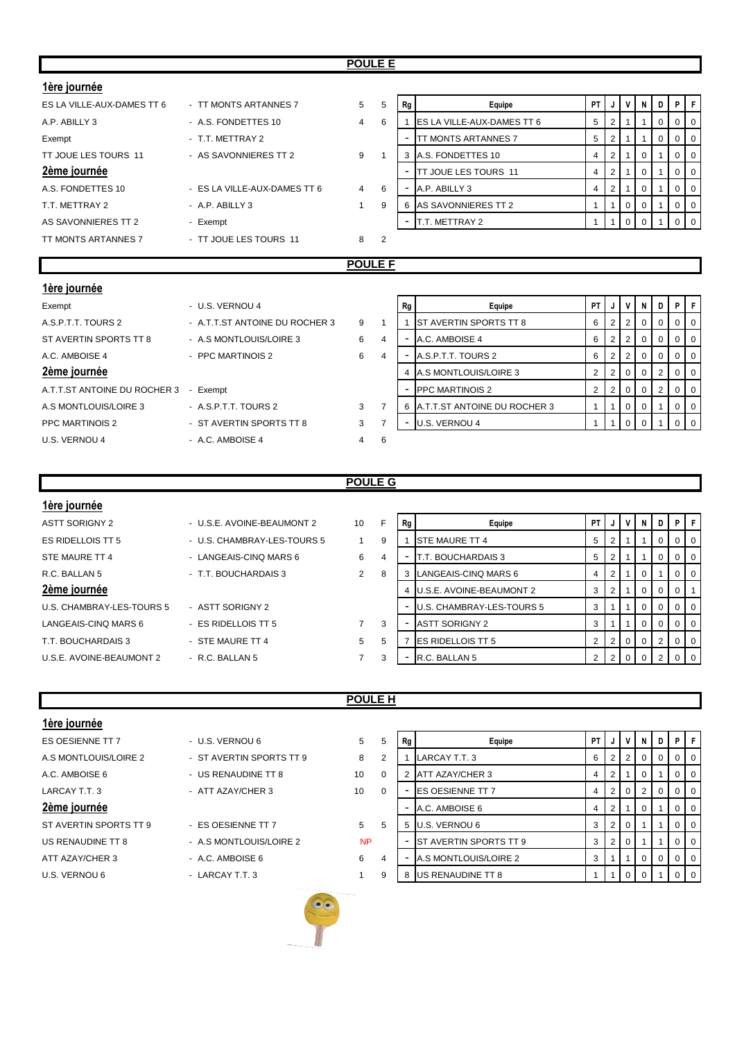## POULE E

### 1ère journée

| | | | |
|---|---|---|---|
| ES LA VILLE-AUX-DAMES TT 6 | - TT MONTS ARTANNES 7 | 5 | 5 |
| A.P. ABILLY 3 | - A.S. FONDETTES 10 | 4 | 6 |
| Exempt | - T.T. METTRAY 2 | | |
| TT JOUE LES TOURS 11 | - AS SAVONNIERES TT 2 | 9 | 1 |

### 2ème journée

| | | | |
|---|---|---|---|
| A.S. FONDETTES 10 | - ES LA VILLE-AUX-DAMES TT 6 | 4 | 6 |
| T.T. METTRAY 2 | - A.P. ABILLY 3 | 1 | 9 |
| AS SAVONNIERES TT 2 | - Exempt | | |
| TT MONTS ARTANNES 7 | - TT JOUE LES TOURS 11 | 8 | 2 |

| Rg | Equipe | PT | J | V | N | D | P | F |
|---|---|---|---|---|---|---|---|---|
| 1 | ES LA VILLE-AUX-DAMES TT 6 | 5 | 2 | 1 | 1 | 0 | 0 | 0 |
| - | TT MONTS ARTANNES 7 | 5 | 2 | 1 | 1 | 0 | 0 | 0 |
| 3 | A.S. FONDETTES 10 | 4 | 2 | 1 | 0 | 1 | 0 | 0 |
| - | TT JOUE LES TOURS 11 | 4 | 2 | 1 | 0 | 1 | 0 | 0 |
| - | A.P. ABILLY 3 | 4 | 2 | 1 | 0 | 1 | 0 | 0 |
| 6 | AS SAVONNIERES TT 2 | 1 | 1 | 0 | 0 | 1 | 0 | 0 |
| - | T.T. METTRAY 2 | 1 | 1 | 0 | 0 | 1 | 0 | 0 |

## POULE F

### 1ère journée

| | | | |
|---|---|---|---|
| Exempt | - U.S. VERNOU 4 | | |
| A.S.P.T.T. TOURS 2 | - A.T.T.ST ANTOINE DU ROCHER 3 | 9 | 1 |
| ST AVERTIN SPORTS TT 8 | - A.S MONTLOUIS/LOIRE 3 | 6 | 4 |
| A.C. AMBOISE 4 | - PPC MARTINOIS 2 | 6 | 4 |

### 2ème journée

| | | | |
|---|---|---|---|
| A.T.T.ST ANTOINE DU ROCHER 3 | - Exempt | | |
| A.S MONTLOUIS/LOIRE 3 | - A.S.P.T.T. TOURS 2 | 3 | 7 |
| PPC MARTINOIS 2 | - ST AVERTIN SPORTS TT 8 | 3 | 7 |
| U.S. VERNOU 4 | - A.C. AMBOISE 4 | 4 | 6 |

| Rg | Equipe | PT | J | V | N | D | P | F |
|---|---|---|---|---|---|---|---|---|
| 1 | ST AVERTIN SPORTS TT 8 | 6 | 2 | 2 | 0 | 0 | 0 | 0 |
| - | A.C. AMBOISE 4 | 6 | 2 | 2 | 0 | 0 | 0 | 0 |
| - | A.S.P.T.T. TOURS 2 | 6 | 2 | 2 | 0 | 0 | 0 | 0 |
| 4 | A.S MONTLOUIS/LOIRE 3 | 2 | 2 | 0 | 0 | 2 | 0 | 0 |
| - | PPC MARTINOIS 2 | 2 | 2 | 0 | 0 | 2 | 0 | 0 |
| 6 | A.T.T.ST ANTOINE DU ROCHER 3 | 1 | 1 | 0 | 0 | 1 | 0 | 0 |
| - | U.S. VERNOU 4 | 1 | 1 | 0 | 0 | 1 | 0 | 0 |

## POULE G

### 1ère journée

| | | | |
|---|---|---|---|
| ASTT SORIGNY 2 | - U.S.E. AVOINE-BEAUMONT 2 | 10 | F |
| ES RIDELLOIS TT 5 | - U.S. CHAMBRAY-LES-TOURS 5 | 1 | 9 |
| STE MAURE TT 4 | - LANGEAIS-CINQ MARS 6 | 6 | 4 |
| R.C. BALLAN 5 | - T.T. BOUCHARDAIS 3 | 2 | 8 |

### 2ème journée

| | | | |
|---|---|---|---|
| U.S. CHAMBRAY-LES-TOURS 5 | - ASTT SORIGNY 2 | | |
| LANGEAIS-CINQ MARS 6 | - ES RIDELLOIS TT 5 | 7 | 3 |
| T.T. BOUCHARDAIS 3 | - STE MAURE TT 4 | 5 | 5 |
| U.S.E. AVOINE-BEAUMONT 2 | - R.C. BALLAN 5 | 7 | 3 |

| Rg | Equipe | PT | J | V | N | D | P | F |
|---|---|---|---|---|---|---|---|---|
| 1 | STE MAURE TT 4 | 5 | 2 | 1 | 1 | 0 | 0 | 0 |
| - | T.T. BOUCHARDAIS 3 | 5 | 2 | 1 | 1 | 0 | 0 | 0 |
| 3 | LANGEAIS-CINQ MARS 6 | 4 | 2 | 1 | 0 | 1 | 0 | 0 |
| 4 | U.S.E. AVOINE-BEAUMONT 2 | 3 | 2 | 1 | 0 | 0 | 0 | 1 |
| - | U.S. CHAMBRAY-LES-TOURS 5 | 3 | 1 | 1 | 0 | 0 | 0 | 0 |
| - | ASTT SORIGNY 2 | 3 | 1 | 1 | 0 | 0 | 0 | 0 |
| 7 | ES RIDELLOIS TT 5 | 2 | 2 | 0 | 0 | 2 | 0 | 0 |
| - | R.C. BALLAN 5 | 2 | 2 | 0 | 0 | 2 | 0 | 0 |

## POULE H

### 1ère journée

| | | | |
|---|---|---|---|
| ES OESIENNE TT 7 | - U.S. VERNOU 6 | 5 | 5 |
| A.S MONTLOUIS/LOIRE 2 | - ST AVERTIN SPORTS TT 9 | 8 | 2 |
| A.C. AMBOISE 6 | - US RENAUDINE TT 8 | 10 | 0 |
| LARCAY T.T. 3 | - ATT AZAY/CHER 3 | 10 | 0 |

### 2ème journée

| | | | |
|---|---|---|---|
| ST AVERTIN SPORTS TT 9 | - ES OESIENNE TT 7 | 5 | 5 |
| US RENAUDINE TT 8 | - A.S MONTLOUIS/LOIRE 2 | NP | |
| ATT AZAY/CHER 3 | - A.C. AMBOISE 6 | 6 | 4 |
| U.S. VERNOU 6 | - LARCAY T.T. 3 | 1 | 9 |

| Rg | Equipe | PT | J | V | N | D | P | F |
|---|---|---|---|---|---|---|---|---|
| 1 | LARCAY T.T. 3 | 6 | 2 | 2 | 0 | 0 | 0 | 0 |
| 2 | ATT AZAY/CHER 3 | 4 | 2 | 1 | 0 | 1 | 0 | 0 |
| - | ES OESIENNE TT 7 | 4 | 2 | 0 | 2 | 0 | 0 | 0 |
| - | A.C. AMBOISE 6 | 4 | 2 | 1 | 0 | 1 | 0 | 0 |
| 5 | U.S. VERNOU 6 | 3 | 2 | 0 | 1 | 1 | 0 | 0 |
| - | ST AVERTIN SPORTS TT 9 | 3 | 2 | 0 | 1 | 1 | 0 | 0 |
| - | A.S MONTLOUIS/LOIRE 2 | 3 | 1 | 1 | 0 | 0 | 0 | 0 |
| 8 | US RENAUDINE TT 8 | 1 | 1 | 0 | 0 | 1 | 0 | 0 |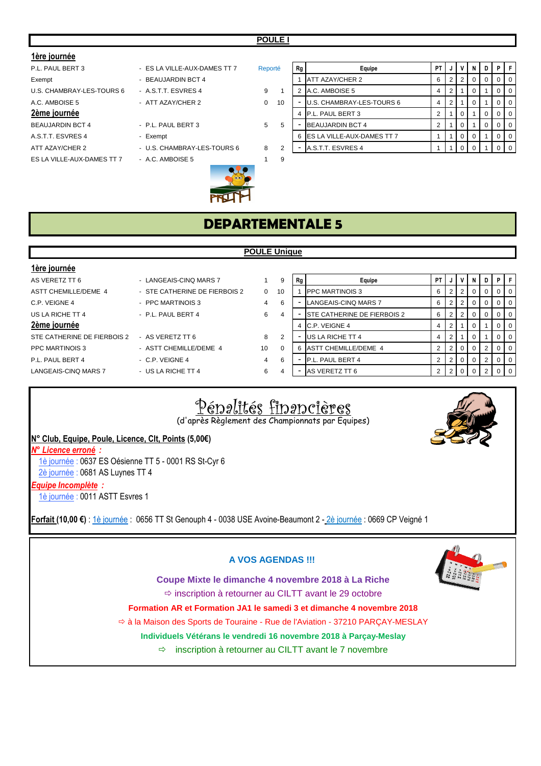## POULE I

### 1ère journée

| | | | |
|---|---|---|---|
| P.L. PAUL BERT 3 | - ES LA VILLE-AUX-DAMES TT 7 | Reporté | |
| Exempt | - BEAUJARDIN BCT 4 | | |
| U.S. CHAMBRAY-LES-TOURS 6 | - A.S.T.T. ESVRES 4 | 9 | 1 |
| A.C. AMBOISE 5 | - ATT AZAY/CHER 2 | 0 | 10 |

### 2ème journée

| | | | |
|---|---|---|---|
| BEAUJARDIN BCT 4 | - P.L. PAUL BERT 3 | 5 | 5 |
| A.S.T.T. ESVRES 4 | - Exempt | | |
| ATT AZAY/CHER 2 | - U.S. CHAMBRAY-LES-TOURS 6 | 8 | 2 |
| ES LA VILLE-AUX-DAMES TT 7 | - A.C. AMBOISE 5 | 1 | 9 |

| Rg | Equipe | PT | J | V | N | D | P | F |
|---|---|---|---|---|---|---|---|---|
| 1 | ATT AZAY/CHER 2 | 6 | 2 | 2 | 0 | 0 | 0 | 0 |
| 2 | A.C. AMBOISE 5 | 4 | 2 | 1 | 0 | 1 | 0 | 0 |
| - | U.S. CHAMBRAY-LES-TOURS 6 | 4 | 2 | 1 | 0 | 1 | 0 | 0 |
| 4 | P.L. PAUL BERT 3 | 2 | 1 | 0 | 1 | 0 | 0 | 0 |
| - | BEAUJARDIN BCT 4 | 2 | 1 | 0 | 1 | 0 | 0 | 0 |
| 6 | ES LA VILLE-AUX-DAMES TT 7 | 1 | 1 | 0 | 0 | 1 | 0 | 0 |
| - | A.S.T.T. ESVRES 4 | 1 | 1 | 0 | 0 | 1 | 0 | 0 |

# DEPARTEMENTALE 5

## POULE Unique

### 1ère journée

| | | | |
|---|---|---|---|
| AS VERETZ TT 6 | - LANGEAIS-CINQ MARS 7 | 1 | 9 |
| ASTT CHEMILLE/DEME 4 | - STE CATHERINE DE FIERBOIS 2 | 0 | 10 |
| C.P. VEIGNE 4 | - PPC MARTINOIS 3 | 4 | 6 |
| US LA RICHE TT 4 | - P.L. PAUL BERT 4 | 6 | 4 |

### 2ème journée

| | | | |
|---|---|---|---|
| STE CATHERINE DE FIERBOIS 2 | - AS VERETZ TT 6 | 8 | 2 |
| PPC MARTINOIS 3 | - ASTT CHEMILLE/DEME 4 | 10 | 0 |
| P.L. PAUL BERT 4 | - C.P. VEIGNE 4 | 4 | 6 |
| LANGEAIS-CINQ MARS 7 | - US LA RICHE TT 4 | 6 | 4 |

| Rg | Equipe | PT | J | V | N | D | P | F |
|---|---|---|---|---|---|---|---|---|
| 1 | PPC MARTINOIS 3 | 6 | 2 | 2 | 0 | 0 | 0 | 0 |
| - | LANGEAIS-CINQ MARS 7 | 6 | 2 | 2 | 0 | 0 | 0 | 0 |
| - | STE CATHERINE DE FIERBOIS 2 | 6 | 2 | 2 | 0 | 0 | 0 | 0 |
| 4 | C.P. VEIGNE 4 | 4 | 2 | 1 | 0 | 1 | 0 | 0 |
| - | US LA RICHE TT 4 | 4 | 2 | 1 | 0 | 1 | 0 | 0 |
| 6 | ASTT CHEMILLE/DEME 4 | 2 | 2 | 0 | 0 | 2 | 0 | 0 |
| - | P.L. PAUL BERT 4 | 2 | 2 | 0 | 0 | 2 | 0 | 0 |
| - | AS VERETZ TT 6 | 2 | 2 | 0 | 0 | 2 | 0 | 0 |

## Pénalités financières

(d'après Règlement des Championnats par Equipes)

**N° Club, Equipe, Poule, Licence, Clt, Points (5,00€)**

***N° Licence erroné :***

1è journée : 0637 ES Oésienne TT 5 - 0001 RS St-Cyr 6

2è journée : 0681 AS Luynes TT 4

***Equipe Incomplète :***

1è journée : 0011 ASTT Esvres 1

**Forfait (10,00 €)** : 1è journée : 0656 TT St Genouph 4 - 0038 USE Avoine-Beaumont 2 - 2è journée : 0669 CP Veigné 1

**A VOS AGENDAS !!!**

**Coupe Mixte le dimanche 4 novembre 2018 à La Riche**

⇨ inscription à retourner au CILTT avant le 29 octobre

**Formation AR et Formation JA1 le samedi 3 et dimanche 4 novembre 2018**

⇨ à la Maison des Sports de Touraine - Rue de l'Aviation - 37210 PARÇAY-MESLAY

**Individuels Vétérans le vendredi 16 novembre 2018 à Parçay-Meslay**

⇨ inscription à retourner au CILTT avant le 7 novembre